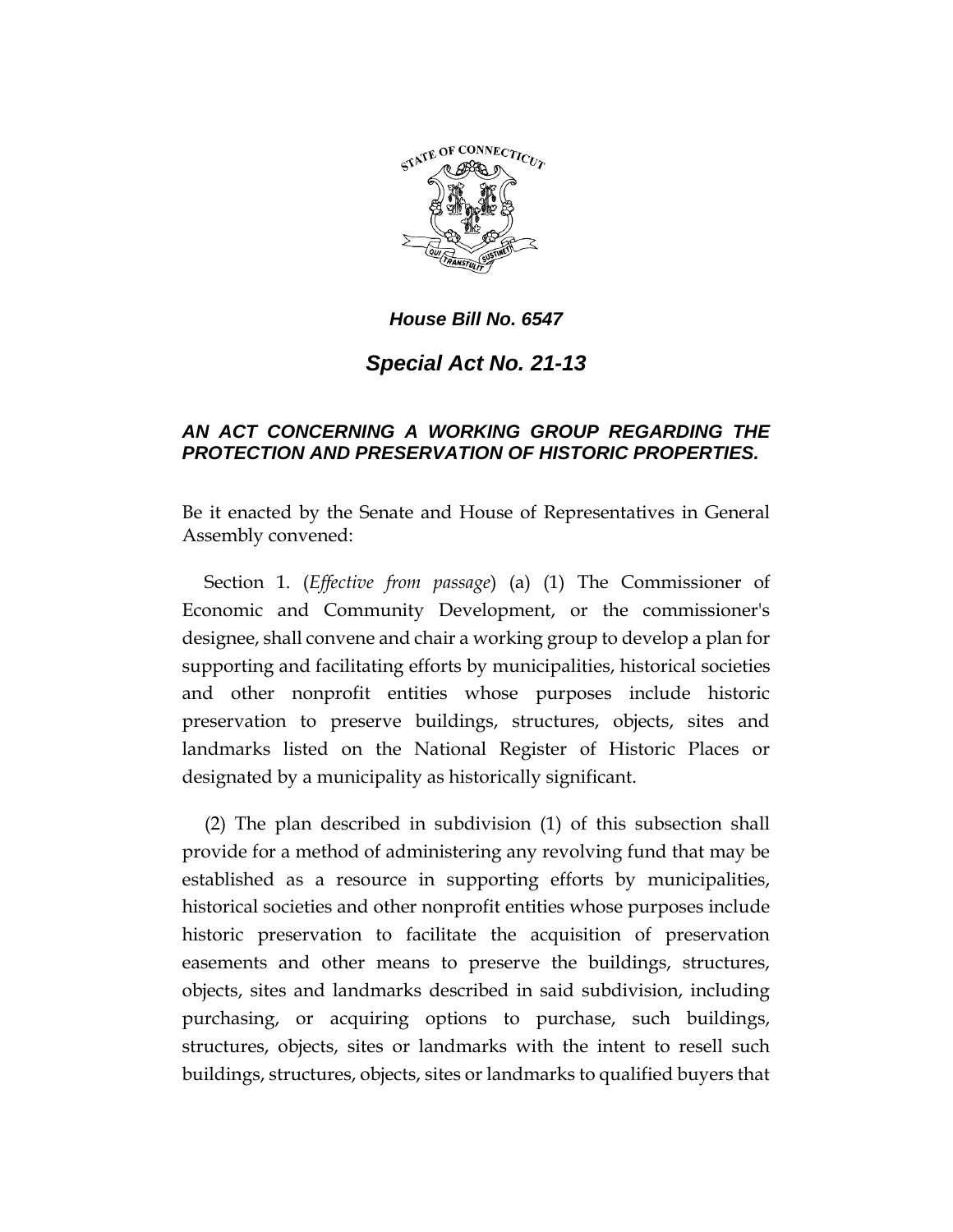***House Bill No. 6547***

## ***Special Act No. 21-13***

### ***AN ACT CONCERNING A WORKING GROUP REGARDING THE PROTECTION AND PRESERVATION OF HISTORIC PROPERTIES.***

Be it enacted by the Senate and House of Representatives in General Assembly convened:

Section 1. (*Effective from passage*) (a) (1) The Commissioner of Economic and Community Development, or the commissioner's designee, shall convene and chair a working group to develop a plan for supporting and facilitating efforts by municipalities, historical societies and other nonprofit entities whose purposes include historic preservation to preserve buildings, structures, objects, sites and landmarks listed on the National Register of Historic Places or designated by a municipality as historically significant.

(2) The plan described in subdivision (1) of this subsection shall provide for a method of administering any revolving fund that may be established as a resource in supporting efforts by municipalities, historical societies and other nonprofit entities whose purposes include historic preservation to facilitate the acquisition of preservation easements and other means to preserve the buildings, structures, objects, sites and landmarks described in said subdivision, including purchasing, or acquiring options to purchase, such buildings, structures, objects, sites or landmarks with the intent to resell such buildings, structures, objects, sites or landmarks to qualified buyers that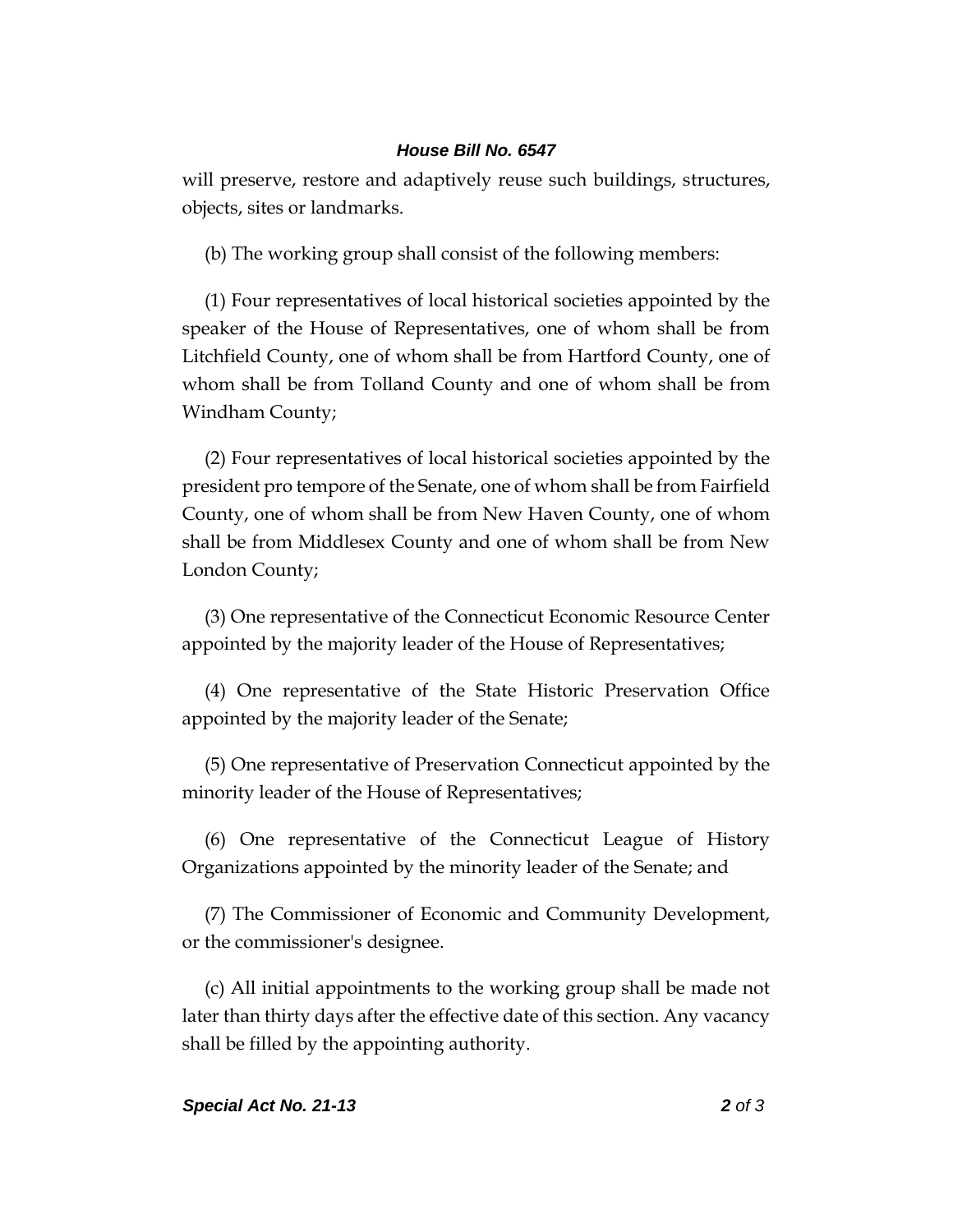will preserve, restore and adaptively reuse such buildings, structures, objects, sites or landmarks.

(b) The working group shall consist of the following members:

(1) Four representatives of local historical societies appointed by the speaker of the House of Representatives, one of whom shall be from Litchfield County, one of whom shall be from Hartford County, one of whom shall be from Tolland County and one of whom shall be from Windham County;

(2) Four representatives of local historical societies appointed by the president pro tempore of the Senate, one of whom shall be from Fairfield County, one of whom shall be from New Haven County, one of whom shall be from Middlesex County and one of whom shall be from New London County;

(3) One representative of the Connecticut Economic Resource Center appointed by the majority leader of the House of Representatives;

(4) One representative of the State Historic Preservation Office appointed by the majority leader of the Senate;

(5) One representative of Preservation Connecticut appointed by the minority leader of the House of Representatives;

(6) One representative of the Connecticut League of History Organizations appointed by the minority leader of the Senate; and

(7) The Commissioner of Economic and Community Development, or the commissioner's designee.

(c) All initial appointments to the working group shall be made not later than thirty days after the effective date of this section. Any vacancy shall be filled by the appointing authority.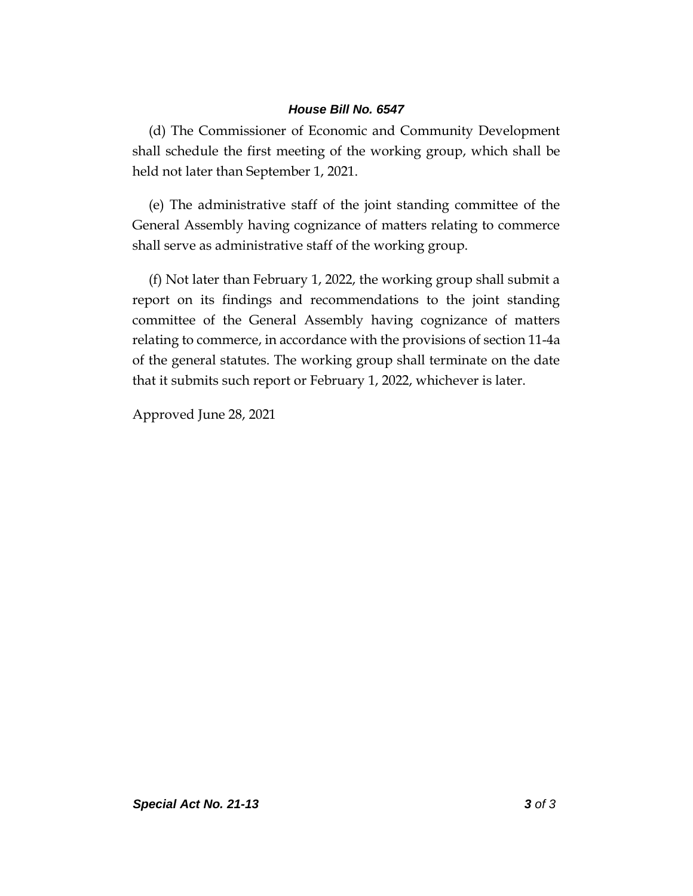(d) The Commissioner of Economic and Community Development shall schedule the first meeting of the working group, which shall be held not later than September 1, 2021.

(e) The administrative staff of the joint standing committee of the General Assembly having cognizance of matters relating to commerce shall serve as administrative staff of the working group.

(f) Not later than February 1, 2022, the working group shall submit a report on its findings and recommendations to the joint standing committee of the General Assembly having cognizance of matters relating to commerce, in accordance with the provisions of section 11-4a of the general statutes. The working group shall terminate on the date that it submits such report or February 1, 2022, whichever is later.

Approved June 28, 2021